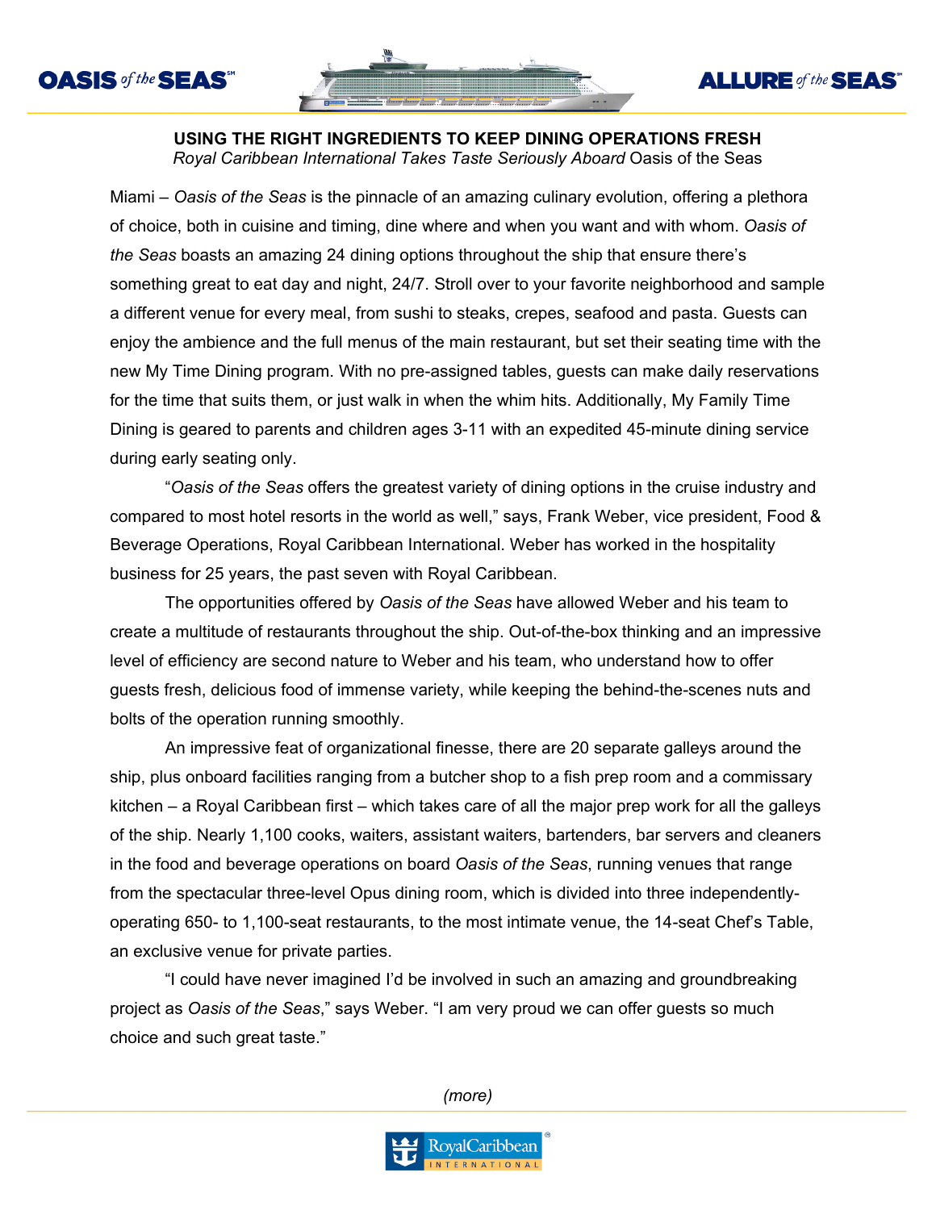**USING THE RIGHT INGREDIENTS TO KEEP DINING OPERATIONS FRESH**

*Royal Caribbean International Takes Taste Seriously Aboard* Oasis of the Seas

Miami – *Oasis of the Seas* is the pinnacle of an amazing culinary evolution, offering a plethora of choice, both in cuisine and timing, dine where and when you want and with whom. *Oasis of the Seas* boasts an amazing 24 dining options throughout the ship that ensure there's something great to eat day and night, 24/7. Stroll over to your favorite neighborhood and sample a different venue for every meal, from sushi to steaks, crepes, seafood and pasta. Guests can enjoy the ambience and the full menus of the main restaurant, but set their seating time with the new My Time Dining program. With no pre-assigned tables, guests can make daily reservations for the time that suits them, or just walk in when the whim hits. Additionally, My Family Time Dining is geared to parents and children ages 3-11 with an expedited 45-minute dining service during early seating only.

"*Oasis of the Seas* offers the greatest variety of dining options in the cruise industry and compared to most hotel resorts in the world as well," says, Frank Weber, vice president, Food & Beverage Operations, Royal Caribbean International. Weber has worked in the hospitality business for 25 years, the past seven with Royal Caribbean.

The opportunities offered by *Oasis of the Seas* have allowed Weber and his team to create a multitude of restaurants throughout the ship. Out-of-the-box thinking and an impressive level of efficiency are second nature to Weber and his team, who understand how to offer guests fresh, delicious food of immense variety, while keeping the behind-the-scenes nuts and bolts of the operation running smoothly.

An impressive feat of organizational finesse, there are 20 separate galleys around the ship, plus onboard facilities ranging from a butcher shop to a fish prep room and a commissary kitchen – a Royal Caribbean first – which takes care of all the major prep work for all the galleys of the ship. Nearly 1,100 cooks, waiters, assistant waiters, bartenders, bar servers and cleaners in the food and beverage operations on board *Oasis of the Seas*, running venues that range from the spectacular three-level Opus dining room, which is divided into three independently-operating 650- to 1,100-seat restaurants, to the most intimate venue, the 14-seat Chef's Table, an exclusive venue for private parties.

"I could have never imagined I'd be involved in such an amazing and groundbreaking project as *Oasis of the Seas*," says Weber. "I am very proud we can offer guests so much choice and such great taste."

*(more)*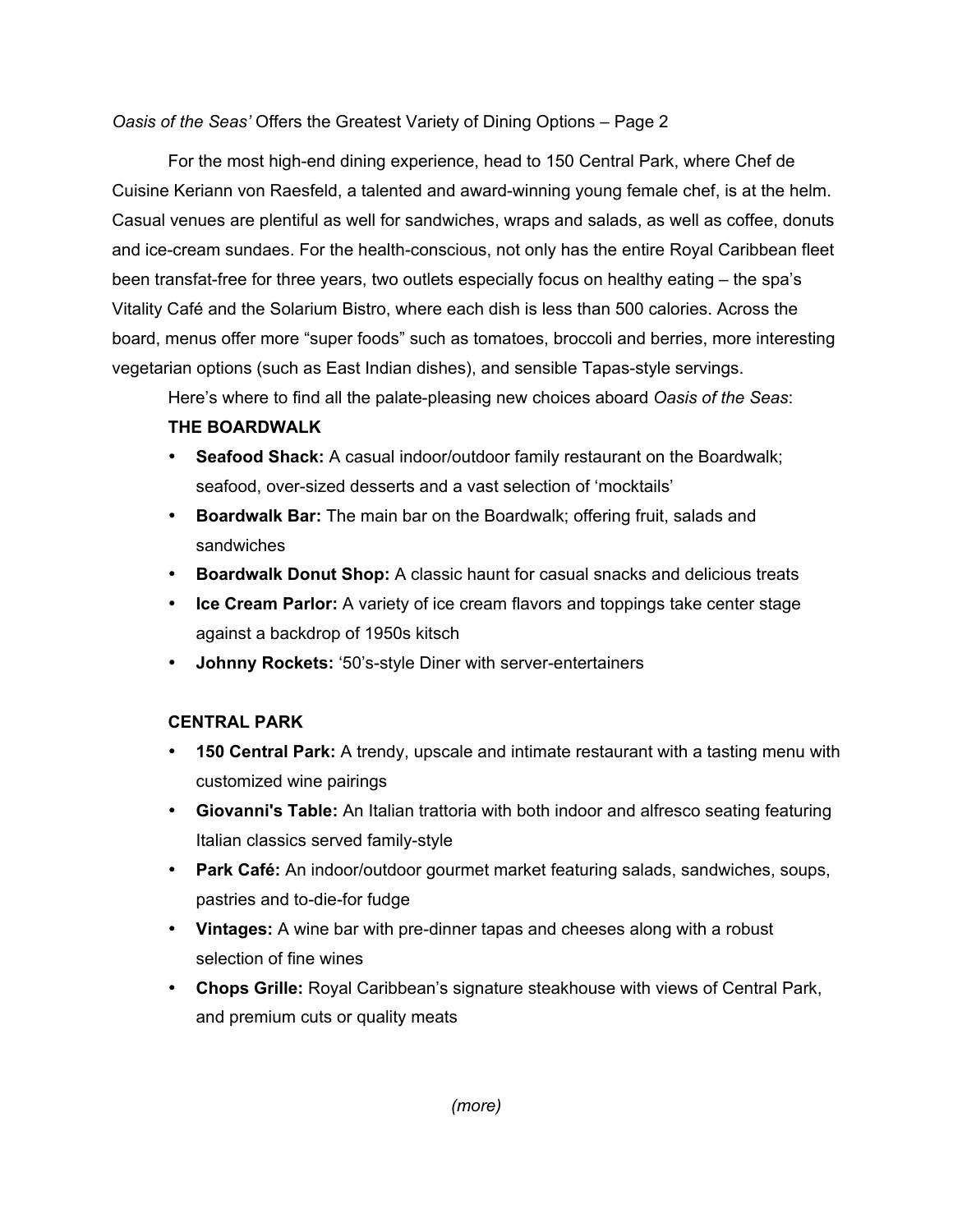For the most high-end dining experience, head to 150 Central Park, where Chef de Cuisine Keriann von Raesfeld, a talented and award-winning young female chef, is at the helm. Casual venues are plentiful as well for sandwiches, wraps and salads, as well as coffee, donuts and ice-cream sundaes. For the health-conscious, not only has the entire Royal Caribbean fleet been transfat-free for three years, two outlets especially focus on healthy eating – the spa's Vitality Café and the Solarium Bistro, where each dish is less than 500 calories. Across the board, menus offer more "super foods" such as tomatoes, broccoli and berries, more interesting vegetarian options (such as East Indian dishes), and sensible Tapas-style servings.

Here's where to find all the palate-pleasing new choices aboard *Oasis of the Seas*:

**THE BOARDWALK**

- **Seafood Shack:** A casual indoor/outdoor family restaurant on the Boardwalk; seafood, over-sized desserts and a vast selection of 'mocktails'
- **Boardwalk Bar:** The main bar on the Boardwalk; offering fruit, salads and sandwiches
- **Boardwalk Donut Shop:** A classic haunt for casual snacks and delicious treats
- **Ice Cream Parlor:** A variety of ice cream flavors and toppings take center stage against a backdrop of 1950s kitsch
- **Johnny Rockets:** '50's-style Diner with server-entertainers

**CENTRAL PARK**

- **150 Central Park:** A trendy, upscale and intimate restaurant with a tasting menu with customized wine pairings
- **Giovanni's Table:** An Italian trattoria with both indoor and alfresco seating featuring Italian classics served family-style
- **Park Café:** An indoor/outdoor gourmet market featuring salads, sandwiches, soups, pastries and to-die-for fudge
- **Vintages:** A wine bar with pre-dinner tapas and cheeses along with a robust selection of fine wines
- **Chops Grille:** Royal Caribbean's signature steakhouse with views of Central Park, and premium cuts or quality meats

*(more)*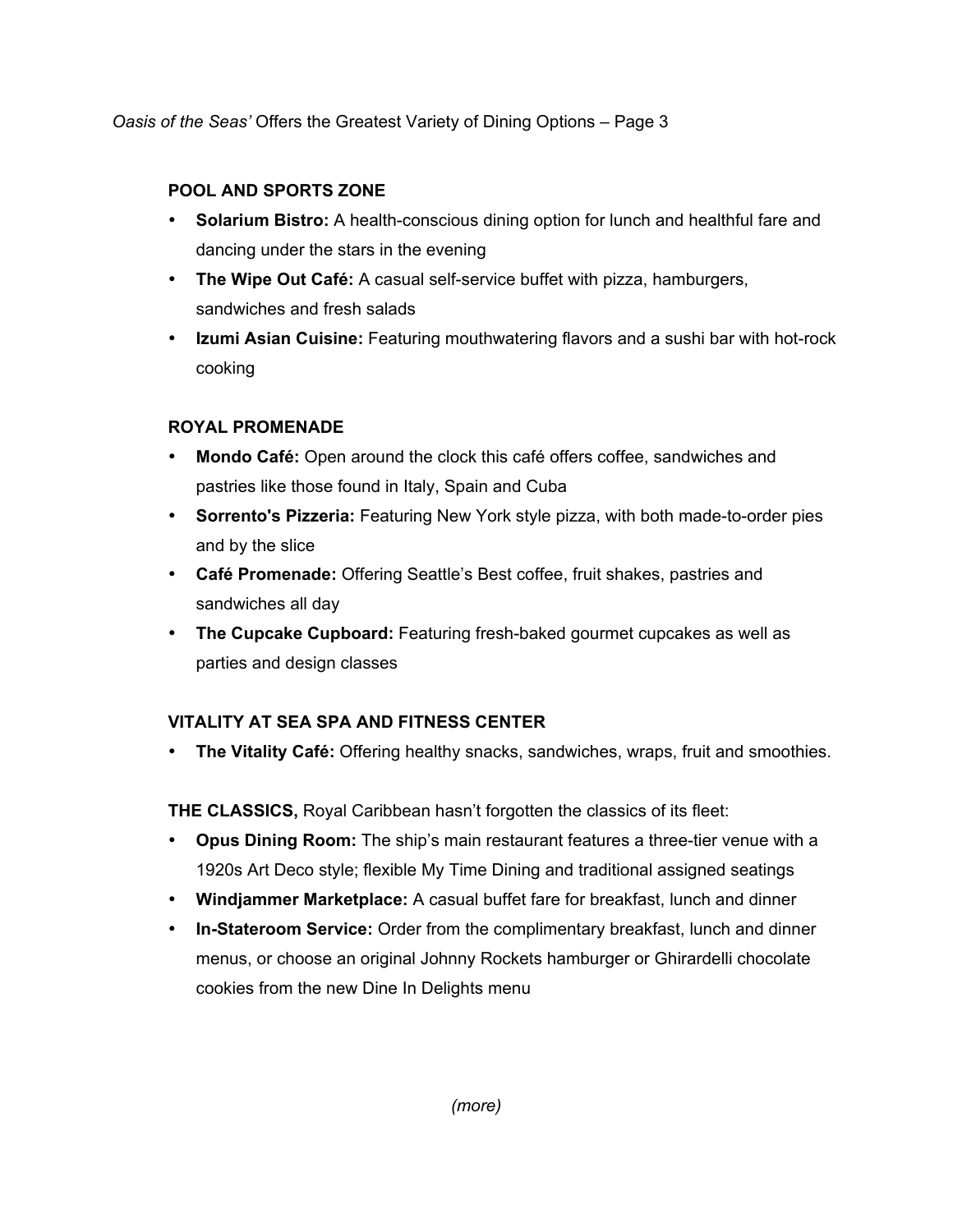**POOL AND SPORTS ZONE**

- **Solarium Bistro:** A health-conscious dining option for lunch and healthful fare and dancing under the stars in the evening
- **The Wipe Out Café:** A casual self-service buffet with pizza, hamburgers, sandwiches and fresh salads
- **Izumi Asian Cuisine:** Featuring mouthwatering flavors and a sushi bar with hot-rock cooking

**ROYAL PROMENADE**

- **Mondo Café:** Open around the clock this café offers coffee, sandwiches and pastries like those found in Italy, Spain and Cuba
- **Sorrento's Pizzeria:** Featuring New York style pizza, with both made-to-order pies and by the slice
- **Café Promenade:** Offering Seattle's Best coffee, fruit shakes, pastries and sandwiches all day
- **The Cupcake Cupboard:** Featuring fresh-baked gourmet cupcakes as well as parties and design classes

**VITALITY AT SEA SPA AND FITNESS CENTER**

- **The Vitality Café:** Offering healthy snacks, sandwiches, wraps, fruit and smoothies.

**THE CLASSICS,** Royal Caribbean hasn't forgotten the classics of its fleet:

- **Opus Dining Room:** The ship's main restaurant features a three-tier venue with a 1920s Art Deco style; flexible My Time Dining and traditional assigned seatings
- **Windjammer Marketplace:** A casual buffet fare for breakfast, lunch and dinner
- **In-Stateroom Service:** Order from the complimentary breakfast, lunch and dinner menus, or choose an original Johnny Rockets hamburger or Ghirardelli chocolate cookies from the new Dine In Delights menu

*(more)*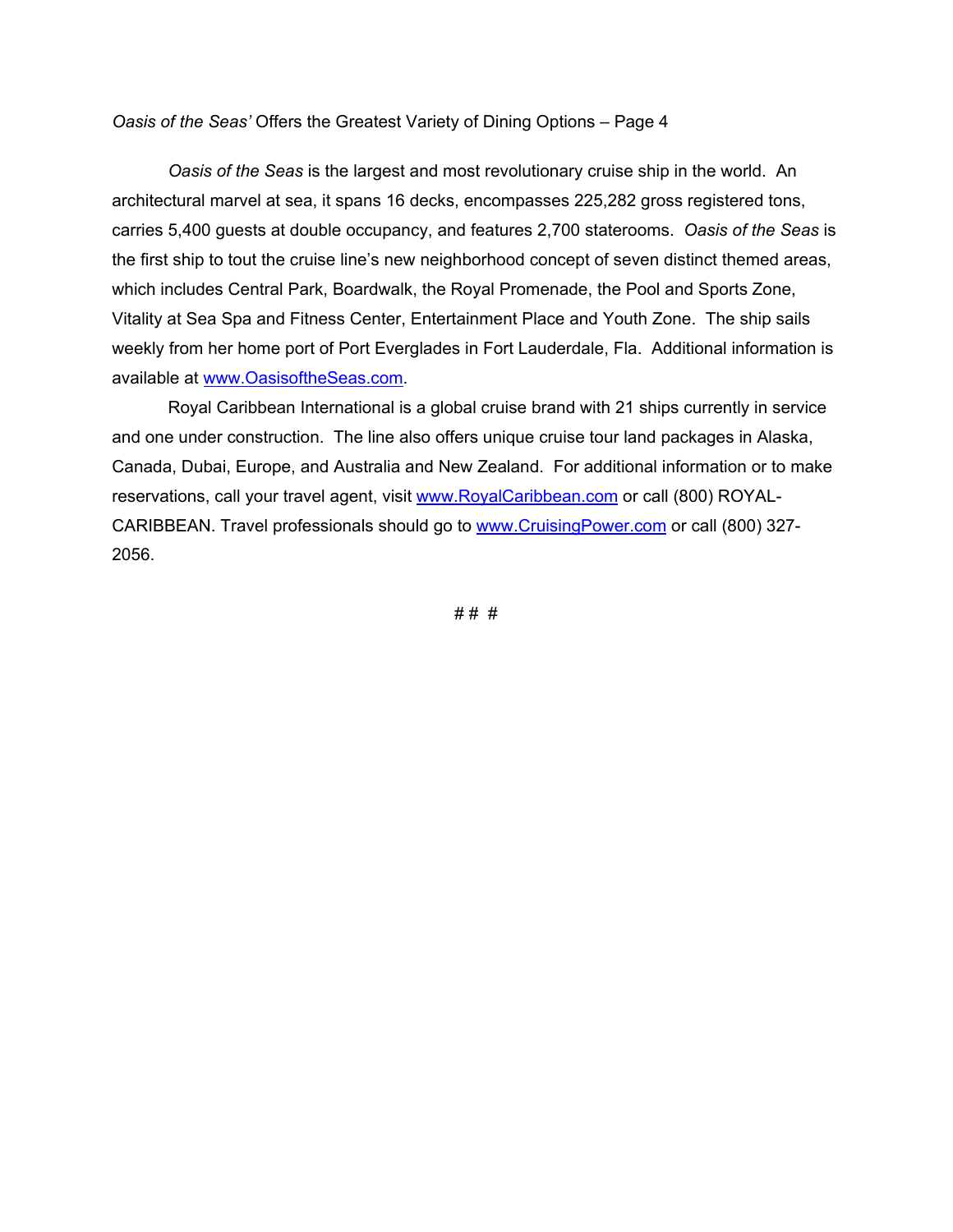*Oasis of the Seas* is the largest and most revolutionary cruise ship in the world. An architectural marvel at sea, it spans 16 decks, encompasses 225,282 gross registered tons, carries 5,400 guests at double occupancy, and features 2,700 staterooms. *Oasis of the Seas* is the first ship to tout the cruise line's new neighborhood concept of seven distinct themed areas, which includes Central Park, Boardwalk, the Royal Promenade, the Pool and Sports Zone, Vitality at Sea Spa and Fitness Center, Entertainment Place and Youth Zone. The ship sails weekly from her home port of Port Everglades in Fort Lauderdale, Fla. Additional information is available at [www.OasisoftheSeas.com](http://www.OasisoftheSeas.com).

Royal Caribbean International is a global cruise brand with 21 ships currently in service and one under construction. The line also offers unique cruise tour land packages in Alaska, Canada, Dubai, Europe, and Australia and New Zealand. For additional information or to make reservations, call your travel agent, visit [www.RoyalCaribbean.com](http://www.RoyalCaribbean.com) or call (800) ROYAL-CARIBBEAN. Travel professionals should go to [www.CruisingPower.com](http://www.CruisingPower.com) or call (800) 327-2056.

# # #